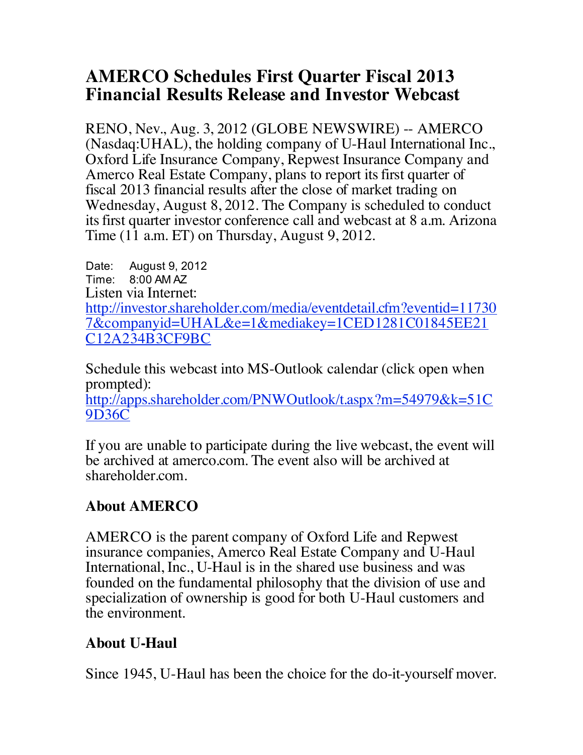# AMERCO Schedules First Quarter Fiscal 2013 Financial Results Release and Investor Webcast

RENO, Nev., Aug. 3, 2012 (GLOBE NEWSWIRE) -- AMERCO (Nasdaq:UHAL), the holding company of U-Haul International Inc., Oxford Life Insurance Company, Repwest Insurance Company and Amerco Real Estate Company, plans to report its first quarter of fiscal 2013 financial results after the close of market trading on Wednesday, August 8, 2012. The Company is scheduled to conduct its first quarter investor conference call and webcast at 8 a.m. Arizona Time (11 a.m. ET) on Thursday, August 9, 2012.

Date: August 9, 2012
Time: 8:00 AM AZ
Listen via Internet:
[http://investor.shareholder.com/media/eventdetail.cfm?eventid=117307&companyid=UHAL&e=1&mediakey=1CED1281C01845EE21C12A234B3CF9BC](http://investor.shareholder.com/media/eventdetail.cfm?eventid=117307&companyid=UHAL&e=1&mediakey=1CED1281C01845EE21C12A234B3CF9BC)

Schedule this webcast into MS-Outlook calendar (click open when prompted):
[http://apps.shareholder.com/PNWOutlook/t.aspx?m=54979&k=51C9D36C](http://apps.shareholder.com/PNWOutlook/t.aspx?m=54979&k=51C9D36C)

If you are unable to participate during the live webcast, the event will be archived at amerco.com. The event also will be archived at shareholder.com.

## About AMERCO

AMERCO is the parent company of Oxford Life and Repwest insurance companies, Amerco Real Estate Company and U-Haul International, Inc., U-Haul is in the shared use business and was founded on the fundamental philosophy that the division of use and specialization of ownership is good for both U-Haul customers and the environment.

## About U-Haul

Since 1945, U-Haul has been the choice for the do-it-yourself mover.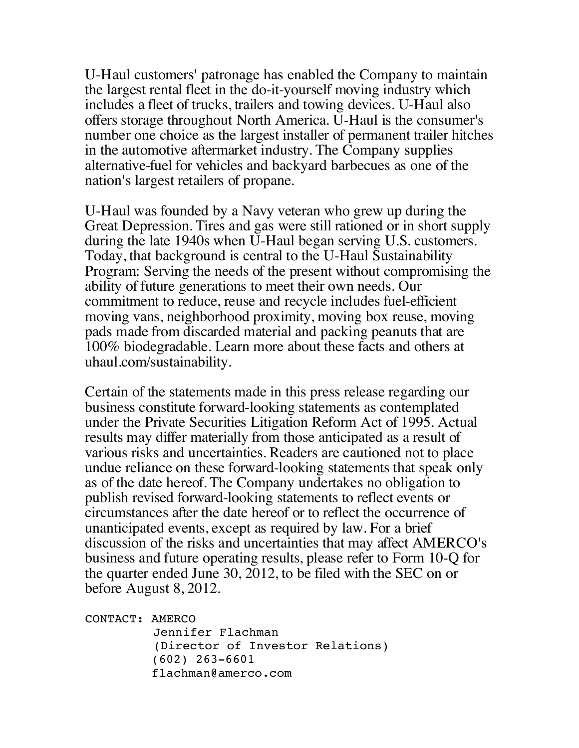U-Haul customers' patronage has enabled the Company to maintain the largest rental fleet in the do-it-yourself moving industry which includes a fleet of trucks, trailers and towing devices. U-Haul also offers storage throughout North America. U-Haul is the consumer's number one choice as the largest installer of permanent trailer hitches in the automotive aftermarket industry. The Company supplies alternative-fuel for vehicles and backyard barbecues as one of the nation's largest retailers of propane.

U-Haul was founded by a Navy veteran who grew up during the Great Depression. Tires and gas were still rationed or in short supply during the late 1940s when U-Haul began serving U.S. customers. Today, that background is central to the U-Haul Sustainability Program: Serving the needs of the present without compromising the ability of future generations to meet their own needs. Our commitment to reduce, reuse and recycle includes fuel-efficient moving vans, neighborhood proximity, moving box reuse, moving pads made from discarded material and packing peanuts that are 100% biodegradable. Learn more about these facts and others at uhaul.com/sustainability.

Certain of the statements made in this press release regarding our business constitute forward-looking statements as contemplated under the Private Securities Litigation Reform Act of 1995. Actual results may differ materially from those anticipated as a result of various risks and uncertainties. Readers are cautioned not to place undue reliance on these forward-looking statements that speak only as of the date hereof. The Company undertakes no obligation to publish revised forward-looking statements to reflect events or circumstances after the date hereof or to reflect the occurrence of unanticipated events, except as required by law. For a brief discussion of the risks and uncertainties that may affect AMERCO's business and future operating results, please refer to Form 10-Q for the quarter ended June 30, 2012, to be filed with the SEC on or before August 8, 2012.

```
CONTACT: AMERCO
         Jennifer Flachman
         (Director of Investor Relations)
         (602) 263-6601
         flachman@amerco.com
```